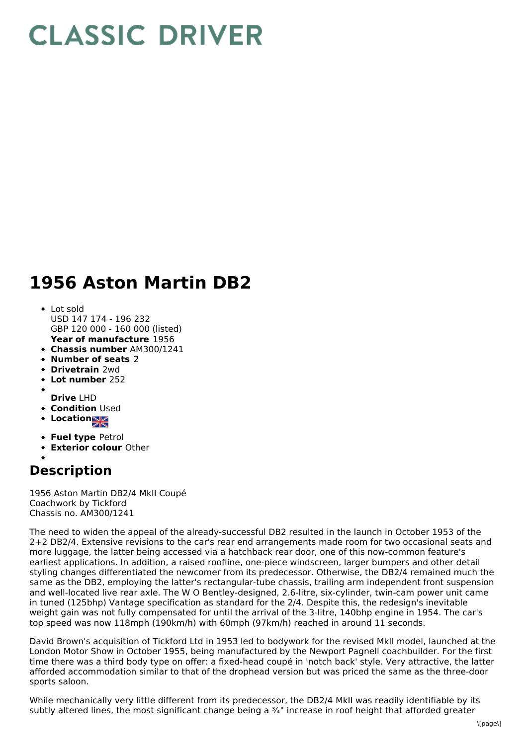# CLASSIC DRIVER

# 1956 Aston Martin DB2

- Lot sold
  USD 147 174 - 196 232
  GBP 120 000 - 160 000 (listed)
  **Year of manufacture** 1956
- **Chassis number** AM300/1241
- **Number of seats** 2
- **Drivetrain** 2wd
- **Lot number** 252
- **Drive** LHD
- **Condition** Used
- **Location**
- **Fuel type** Petrol
- **Exterior colour** Other

## Description

1956 Aston Martin DB2/4 MkII Coupé
Coachwork by Tickford
Chassis no. AM300/1241

The need to widen the appeal of the already-successful DB2 resulted in the launch in October 1953 of the 2+2 DB2/4. Extensive revisions to the car's rear end arrangements made room for two occasional seats and more luggage, the latter being accessed via a hatchback rear door, one of this now-common feature's earliest applications. In addition, a raised roofline, one-piece windscreen, larger bumpers and other detail styling changes differentiated the newcomer from its predecessor. Otherwise, the DB2/4 remained much the same as the DB2, employing the latter's rectangular-tube chassis, trailing arm independent front suspension and well-located live rear axle. The W O Bentley-designed, 2.6-litre, six-cylinder, twin-cam power unit came in tuned (125bhp) Vantage specification as standard for the 2/4. Despite this, the redesign's inevitable weight gain was not fully compensated for until the arrival of the 3-litre, 140bhp engine in 1954. The car's top speed was now 118mph (190km/h) with 60mph (97km/h) reached in around 11 seconds.

David Brown's acquisition of Tickford Ltd in 1953 led to bodywork for the revised MkII model, launched at the London Motor Show in October 1955, being manufactured by the Newport Pagnell coachbuilder. For the first time there was a third body type on offer: a fixed-head coupé in 'notch back' style. Very attractive, the latter afforded accommodation similar to that of the drophead version but was priced the same as the three-door sports saloon.

While mechanically very little different from its predecessor, the DB2/4 MkII was readily identifiable by its subtly altered lines, the most significant change being a ¾" increase in roof height that afforded greater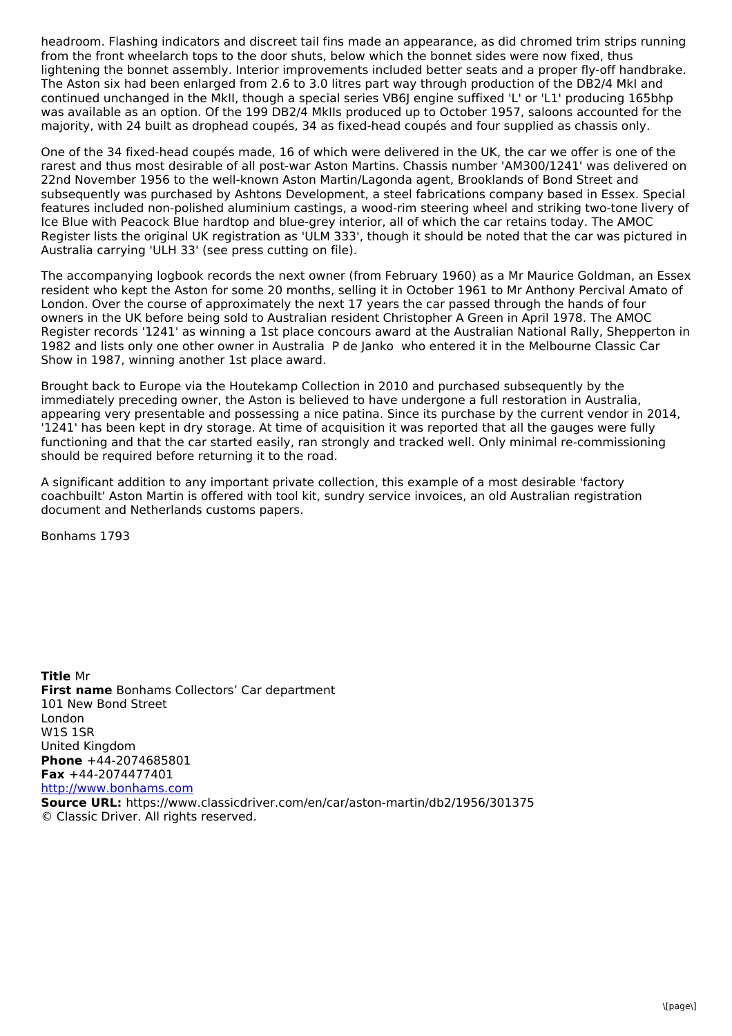headroom. Flashing indicators and discreet tail fins made an appearance, as did chromed trim strips running from the front wheelarch tops to the door shuts, below which the bonnet sides were now fixed, thus lightening the bonnet assembly. Interior improvements included better seats and a proper fly-off handbrake. The Aston six had been enlarged from 2.6 to 3.0 litres part way through production of the DB2/4 MkI and continued unchanged in the MkII, though a special series VB6J engine suffixed 'L' or 'L1' producing 165bhp was available as an option. Of the 199 DB2/4 MkIIs produced up to October 1957, saloons accounted for the majority, with 24 built as drophead coupés, 34 as fixed-head coupés and four supplied as chassis only.

One of the 34 fixed-head coupés made, 16 of which were delivered in the UK, the car we offer is one of the rarest and thus most desirable of all post-war Aston Martins. Chassis number 'AM300/1241' was delivered on 22nd November 1956 to the well-known Aston Martin/Lagonda agent, Brooklands of Bond Street and subsequently was purchased by Ashtons Development, a steel fabrications company based in Essex. Special features included non-polished aluminium castings, a wood-rim steering wheel and striking two-tone livery of Ice Blue with Peacock Blue hardtop and blue-grey interior, all of which the car retains today. The AMOC Register lists the original UK registration as 'ULM 333', though it should be noted that the car was pictured in Australia carrying 'ULH 33' (see press cutting on file).

The accompanying logbook records the next owner (from February 1960) as a Mr Maurice Goldman, an Essex resident who kept the Aston for some 20 months, selling it in October 1961 to Mr Anthony Percival Amato of London. Over the course of approximately the next 17 years the car passed through the hands of four owners in the UK before being sold to Australian resident Christopher A Green in April 1978. The AMOC Register records '1241' as winning a 1st place concours award at the Australian National Rally, Shepperton in 1982 and lists only one other owner in Australia P de Janko who entered it in the Melbourne Classic Car Show in 1987, winning another 1st place award.

Brought back to Europe via the Houtekamp Collection in 2010 and purchased subsequently by the immediately preceding owner, the Aston is believed to have undergone a full restoration in Australia, appearing very presentable and possessing a nice patina. Since its purchase by the current vendor in 2014, '1241' has been kept in dry storage. At time of acquisition it was reported that all the gauges were fully functioning and that the car started easily, ran strongly and tracked well. Only minimal re-commissioning should be required before returning it to the road.

A significant addition to any important private collection, this example of a most desirable 'factory coachbuilt' Aston Martin is offered with tool kit, sundry service invoices, an old Australian registration document and Netherlands customs papers.

Bonhams 1793

**Title** Mr
**First name** Bonhams Collectors' Car department
101 New Bond Street
London
W1S 1SR
United Kingdom
**Phone** +44-2074685801
**Fax** +44-2074477401
[http://www.bonhams.com](http://www.bonhams.com)
**Source URL:** https://www.classicdriver.com/en/car/aston-martin/db2/1956/301375
© Classic Driver. All rights reserved.